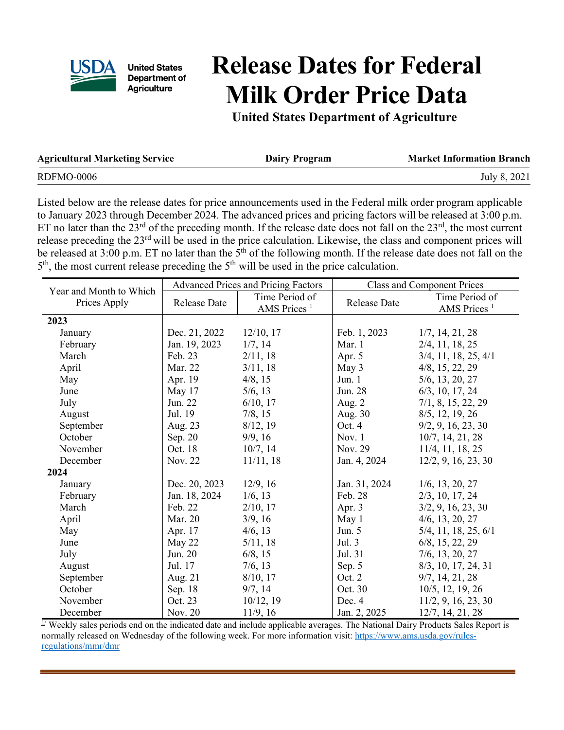# Release Dates for Federal Milk Order Price Data

**United States Department of Agriculture**

| Agricultural Marketing Service | Dairy Program | Market Information Branch |
|---|---|---|
| RDFMO-0006 | | July 8, 2021 |

Listed below are the release dates for price announcements used in the Federal milk order program applicable to January 2023 through December 2024. The advanced prices and pricing factors will be released at 3:00 p.m. ET no later than the 23rd of the preceding month. If the release date does not fall on the 23rd, the most current release preceding the 23rd will be used in the price calculation. Likewise, the class and component prices will be released at 3:00 p.m. ET no later than the 5th of the following month. If the release date does not fall on the 5th, the most current release preceding the 5th will be used in the price calculation.

| Year and Month to Which Prices Apply | Advanced Prices and Pricing Factors | | Class and Component Prices | |
|---|---|---|---|---|
| | Release Date | Time Period of AMS Prices [1] | Release Date | Time Period of AMS Prices [1] |
| **2023** | | | | |
| January | Dec. 21, 2022 | 12/10, 17 | Feb. 1, 2023 | 1/7, 14, 21, 28 |
| February | Jan. 19, 2023 | 1/7, 14 | Mar. 1 | 2/4, 11, 18, 25 |
| March | Feb. 23 | 2/11, 18 | Apr. 5 | 3/4, 11, 18, 25, 4/1 |
| April | Mar. 22 | 3/11, 18 | May 3 | 4/8, 15, 22, 29 |
| May | Apr. 19 | 4/8, 15 | Jun. 1 | 5/6, 13, 20, 27 |
| June | May 17 | 5/6, 13 | Jun. 28 | 6/3, 10, 17, 24 |
| July | Jun. 22 | 6/10, 17 | Aug. 2 | 7/1, 8, 15, 22, 29 |
| August | Jul. 19 | 7/8, 15 | Aug. 30 | 8/5, 12, 19, 26 |
| September | Aug. 23 | 8/12, 19 | Oct. 4 | 9/2, 9, 16, 23, 30 |
| October | Sep. 20 | 9/9, 16 | Nov. 1 | 10/7, 14, 21, 28 |
| November | Oct. 18 | 10/7, 14 | Nov. 29 | 11/4, 11, 18, 25 |
| December | Nov. 22 | 11/11, 18 | Jan. 4, 2024 | 12/2, 9, 16, 23, 30 |
| **2024** | | | | |
| January | Dec. 20, 2023 | 12/9, 16 | Jan. 31, 2024 | 1/6, 13, 20, 27 |
| February | Jan. 18, 2024 | 1/6, 13 | Feb. 28 | 2/3, 10, 17, 24 |
| March | Feb. 22 | 2/10, 17 | Apr. 3 | 3/2, 9, 16, 23, 30 |
| April | Mar. 20 | 3/9, 16 | May 1 | 4/6, 13, 20, 27 |
| May | Apr. 17 | 4/6, 13 | Jun. 5 | 5/4, 11, 18, 25, 6/1 |
| June | May 22 | 5/11, 18 | Jul. 3 | 6/8, 15, 22, 29 |
| July | Jun. 20 | 6/8, 15 | Jul. 31 | 7/6, 13, 20, 27 |
| August | Jul. 17 | 7/6, 13 | Sep. 5 | 8/3, 10, 17, 24, 31 |
| September | Aug. 21 | 8/10, 17 | Oct. 2 | 9/7, 14, 21, 28 |
| October | Sep. 18 | 9/7, 14 | Oct. 30 | 10/5, 12, 19, 26 |
| November | Oct. 23 | 10/12, 19 | Dec. 4 | 11/2, 9, 16, 23, 30 |
| December | Nov. 20 | 11/9, 16 | Jan. 2, 2025 | 12/7, 14, 21, 28 |

[1/] Weekly sales periods end on the indicated date and include applicable averages. The National Dairy Products Sales Report is normally released on Wednesday of the following week. For more information visit: https://www.ams.usda.gov/rules-regulations/mmr/dmr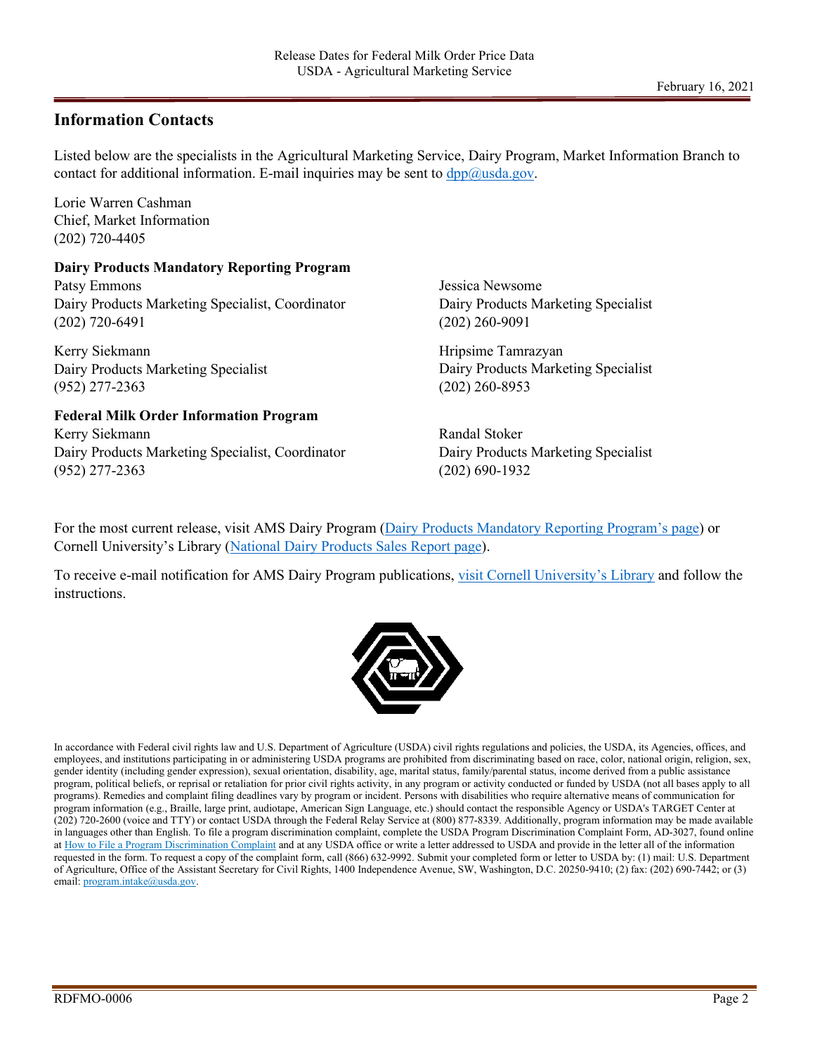## Information Contacts

Listed below are the specialists in the Agricultural Marketing Service, Dairy Program, Market Information Branch to contact for additional information. E-mail inquiries may be sent to [dpp@usda.gov](mailto:dpp@usda.gov).

Lorie Warren Cashman
Chief, Market Information
(202) 720-4405

**Dairy Products Mandatory Reporting Program**

Patsy Emmons
Dairy Products Marketing Specialist, Coordinator
(202) 720-6491

Kerry Siekmann
Dairy Products Marketing Specialist
(952) 277-2363

Jessica Newsome
Dairy Products Marketing Specialist
(202) 260-9091

Hripsime Tamrazyan
Dairy Products Marketing Specialist
(202) 260-8953

**Federal Milk Order Information Program**

Kerry Siekmann
Dairy Products Marketing Specialist, Coordinator
(952) 277-2363

Randal Stoker
Dairy Products Marketing Specialist
(202) 690-1932

For the most current release, visit AMS Dairy Program (Dairy Products Mandatory Reporting Program's page) or Cornell University's Library (National Dairy Products Sales Report page).

To receive e-mail notification for AMS Dairy Program publications, visit Cornell University's Library and follow the instructions.

In accordance with Federal civil rights law and U.S. Department of Agriculture (USDA) civil rights regulations and policies, the USDA, its Agencies, offices, and employees, and institutions participating in or administering USDA programs are prohibited from discriminating based on race, color, national origin, religion, sex, gender identity (including gender expression), sexual orientation, disability, age, marital status, family/parental status, income derived from a public assistance program, political beliefs, or reprisal or retaliation for prior civil rights activity, in any program or activity conducted or funded by USDA (not all bases apply to all programs). Remedies and complaint filing deadlines vary by program or incident. Persons with disabilities who require alternative means of communication for program information (e.g., Braille, large print, audiotape, American Sign Language, etc.) should contact the responsible Agency or USDA's TARGET Center at (202) 720-2600 (voice and TTY) or contact USDA through the Federal Relay Service at (800) 877-8339. Additionally, program information may be made available in languages other than English. To file a program discrimination complaint, complete the USDA Program Discrimination Complaint Form, AD-3027, found online at How to File a Program Discrimination Complaint and at any USDA office or write a letter addressed to USDA and provide in the letter all of the information requested in the form. To request a copy of the complaint form, call (866) 632-9992. Submit your completed form or letter to USDA by: (1) mail: U.S. Department of Agriculture, Office of the Assistant Secretary for Civil Rights, 1400 Independence Avenue, SW, Washington, D.C. 20250-9410; (2) fax: (202) 690-7442; or (3) email: [program.intake@usda.gov](mailto:program.intake@usda.gov).